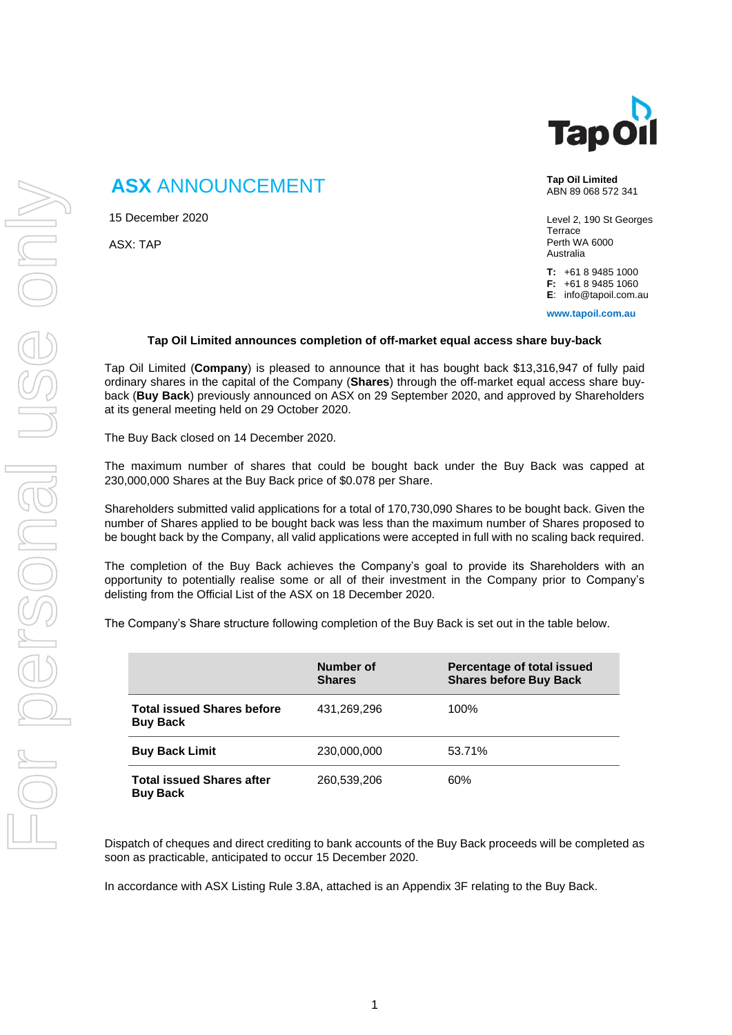# ASX ANNOUNCEMENT

15 December 2020

ASX: TAP

**Tap Oil Limited**
ABN 89 068 572 341

Level 2, 190 St Georges Terrace
Perth WA 6000
Australia

**T:** +61 8 9485 1000
**F:** +61 8 9485 1060
**E**: info@tapoil.com.au

**www.tapoil.com.au**

## Tap Oil Limited announces completion of off-market equal access share buy-back

Tap Oil Limited (**Company**) is pleased to announce that it has bought back $13,316,947 of fully paid ordinary shares in the capital of the Company (**Shares**) through the off-market equal access share buy-back (**Buy Back**) previously announced on ASX on 29 September 2020, and approved by Shareholders at its general meeting held on 29 October 2020.

The Buy Back closed on 14 December 2020.

The maximum number of shares that could be bought back under the Buy Back was capped at 230,000,000 Shares at the Buy Back price of $0.078 per Share.

Shareholders submitted valid applications for a total of 170,730,090 Shares to be bought back. Given the number of Shares applied to be bought back was less than the maximum number of Shares proposed to be bought back by the Company, all valid applications were accepted in full with no scaling back required.

The completion of the Buy Back achieves the Company's goal to provide its Shareholders with an opportunity to potentially realise some or all of their investment in the Company prior to Company's delisting from the Official List of the ASX on 18 December 2020.

The Company's Share structure following completion of the Buy Back is set out in the table below.

| | **Number of Shares** | **Percentage of total issued Shares before Buy Back** |
|---|---|---|
| **Total issued Shares before Buy Back** | 431,269,296 | 100% |
| **Buy Back Limit** | 230,000,000 | 53.71% |
| **Total issued Shares after Buy Back** | 260,539,206 | 60% |

Dispatch of cheques and direct crediting to bank accounts of the Buy Back proceeds will be completed as soon as practicable, anticipated to occur 15 December 2020.

In accordance with ASX Listing Rule 3.8A, attached is an Appendix 3F relating to the Buy Back.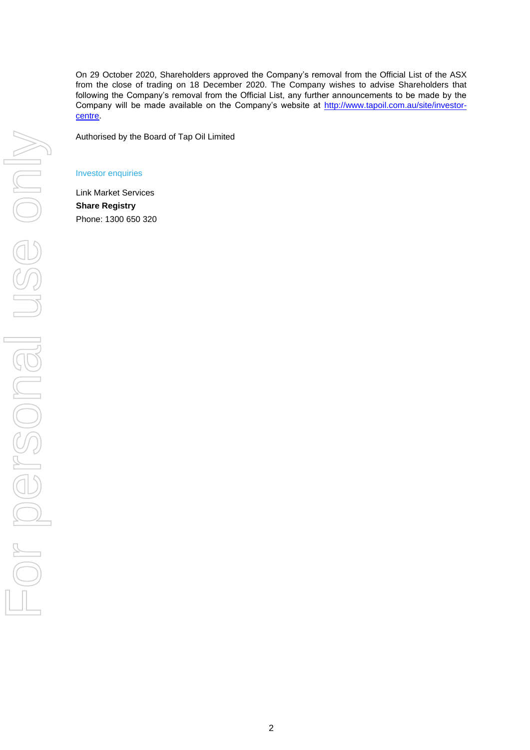On 29 October 2020, Shareholders approved the Company's removal from the Official List of the ASX from the close of trading on 18 December 2020. The Company wishes to advise Shareholders that following the Company's removal from the Official List, any further announcements to be made by the Company will be made available on the Company's website at [http://www.tapoil.com.au/site/investor-centre](http://www.tapoil.com.au/site/investor-centre).

Authorised by the Board of Tap Oil Limited

Investor enquiries

Link Market Services
**Share Registry**
Phone: 1300 650 320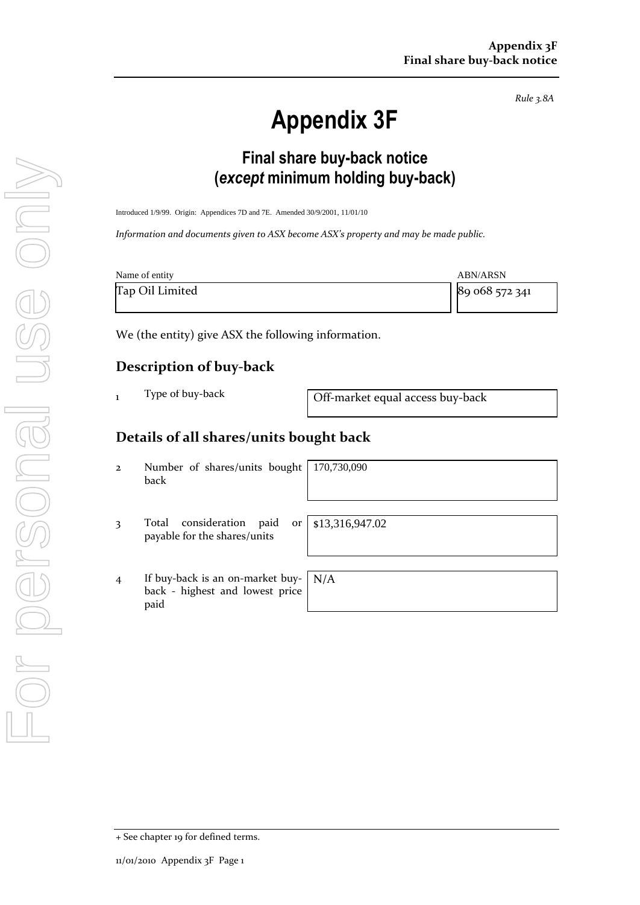*Rule 3.8A*

# Appendix 3F

## Final share buy-back notice
## (*except* minimum holding buy-back)

Introduced 1/9/99. Origin: Appendices 7D and 7E. Amended 30/9/2001, 11/01/10

*Information and documents given to ASX become ASX's property and may be made public.*

| Name of entity | ABN/ARSN |
|---|---|
| Tap Oil Limited | 89 068 572 341 |

We (the entity) give ASX the following information.

### Description of buy-back

| | | |
|---|---|---|
| 1 | Type of buy-back | Off-market equal access buy-back |

### Details of all shares/units bought back

| | | |
|---|---|---|
| 2 | Number of shares/units bought back | 170,730,090 |
| 3 | Total consideration paid or payable for the shares/units | $13,316,947.02 |
| 4 | If buy-back is an on-market buy-back - highest and lowest price paid | N/A |

+ See chapter 19 for defined terms.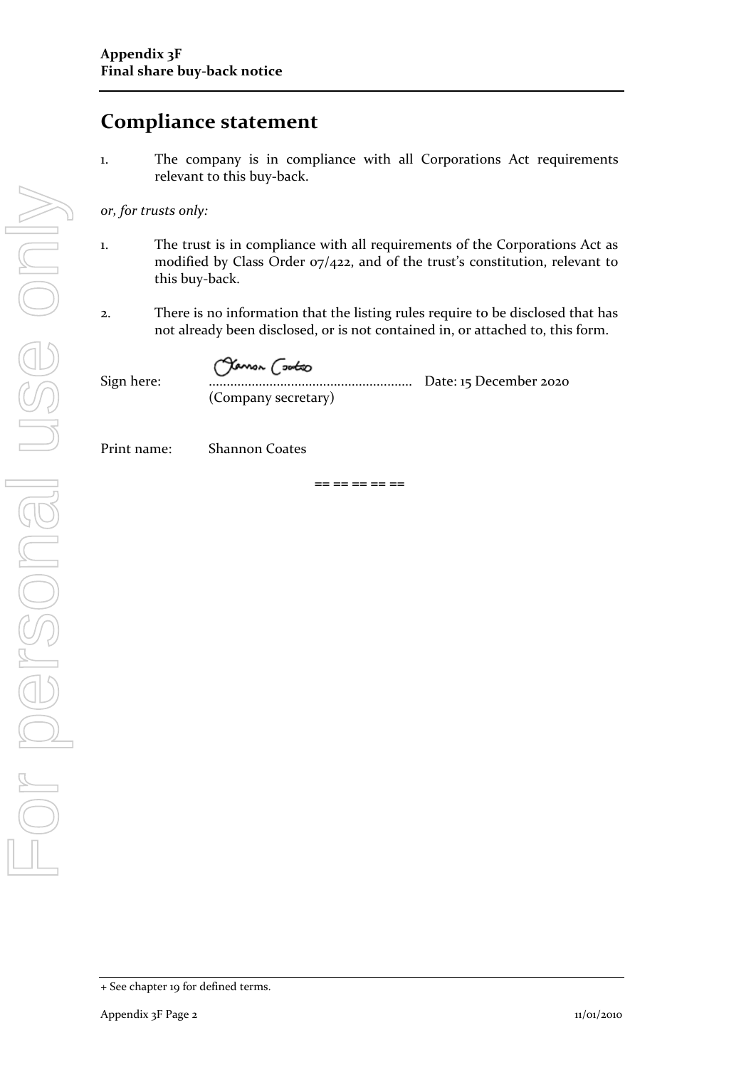## Compliance statement

1. The company is in compliance with all Corporations Act requirements relevant to this buy-back.

*or, for trusts only:*

1. The trust is in compliance with all requirements of the Corporations Act as modified by Class Order 07/422, and of the trust's constitution, relevant to this buy-back.

2. There is no information that the listing rules require to be disclosed that has not already been disclosed, or is not contained in, or attached to, this form.

Sign here: ........................................................ Date: 15 December 2020
(Company secretary)

Print name: Shannon Coates

== == == == ==

+ See chapter 19 for defined terms.